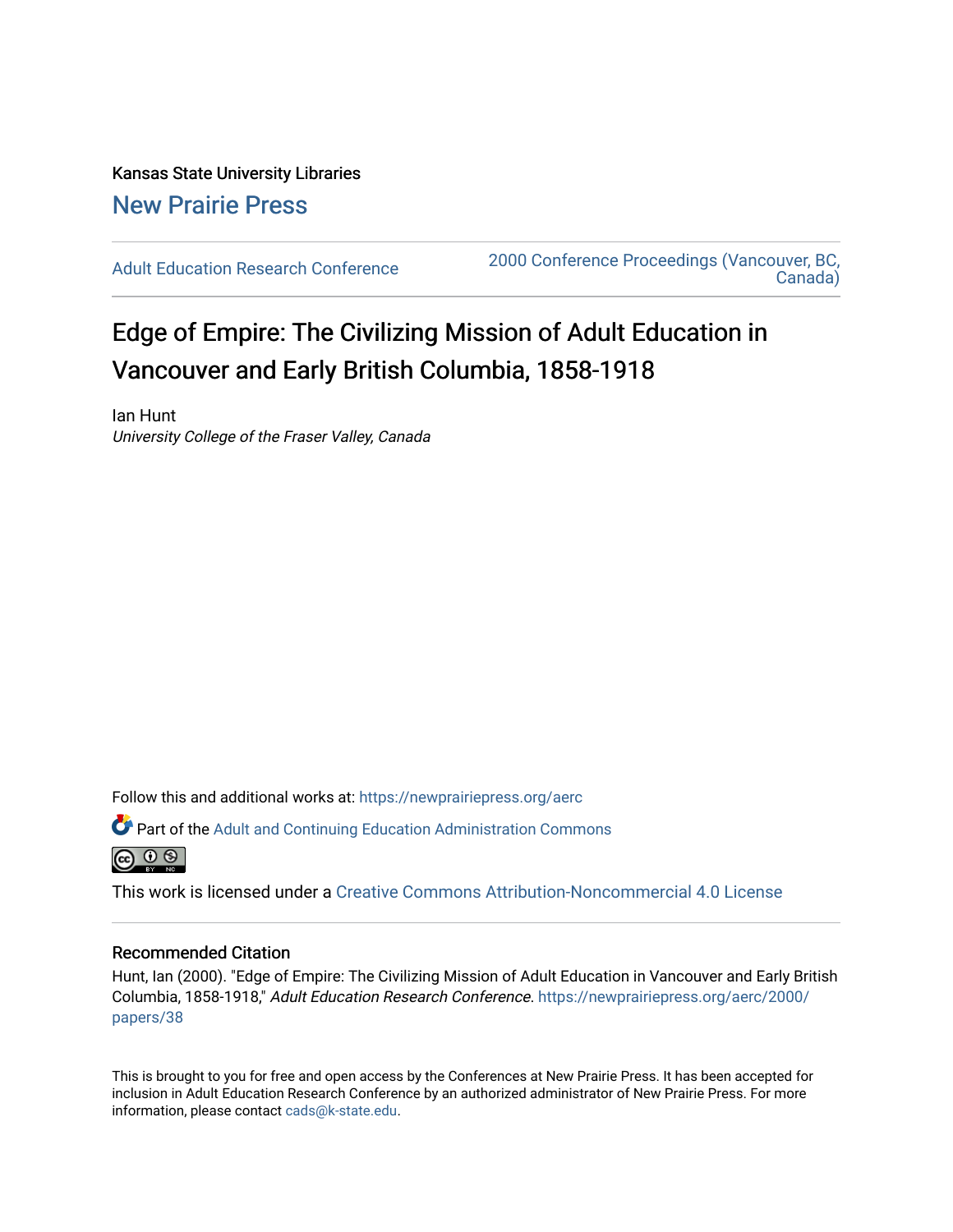Kansas State University Libraries

New Prairie Press

Adult Education Research Conference

2000 Conference Proceedings (Vancouver, BC, Canada)

# Edge of Empire: The Civilizing Mission of Adult Education in Vancouver and Early British Columbia, 1858-1918

Ian Hunt

*University College of the Fraser Valley, Canada*

Follow this and additional works at: https://newprairiepress.org/aerc

Part of the Adult and Continuing Education Administration Commons

This work is licensed under a Creative Commons Attribution-Noncommercial 4.0 License

## Recommended Citation

Hunt, Ian (2000). "Edge of Empire: The Civilizing Mission of Adult Education in Vancouver and Early British Columbia, 1858-1918," *Adult Education Research Conference*. https://newprairiepress.org/aerc/2000/papers/38

This is brought to you for free and open access by the Conferences at New Prairie Press. It has been accepted for inclusion in Adult Education Research Conference by an authorized administrator of New Prairie Press. For more information, please contact cads@k-state.edu.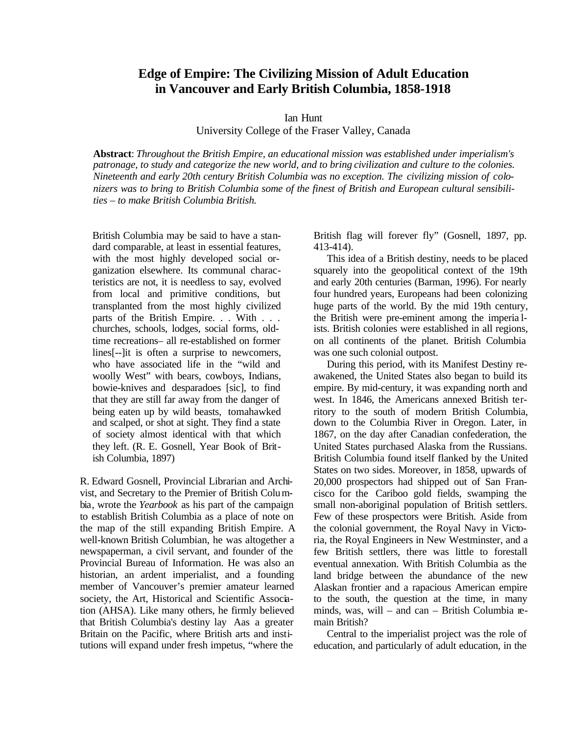## Edge of Empire: The Civilizing Mission of Adult Education in Vancouver and Early British Columbia, 1858-1918

Ian Hunt
University College of the Fraser Valley, Canada

**Abstract**: *Throughout the British Empire, an educational mission was established under imperialism's patronage, to study and categorize the new world, and to bring civilization and culture to the colonies. Nineteenth and early 20th century British Columbia was no exception. The civilizing mission of colonizers was to bring to British Columbia some of the finest of British and European cultural sensibilities – to make British Columbia British.*

> British Columbia may be said to have a standard comparable, at least in essential features, with the most highly developed social organization elsewhere. Its communal characteristics are not, it is needless to say, evolved from local and primitive conditions, but transplanted from the most highly civilized parts of the British Empire. . . With . . . churches, schools, lodges, social forms, old-time recreations– all re-established on former lines[--]it is often a surprise to newcomers, who have associated life in the "wild and woolly West" with bears, cowboys, Indians, bowie-knives and desparadoes [sic], to find that they are still far away from the danger of being eaten up by wild beasts, tomahawked and scalped, or shot at sight. They find a state of society almost identical with that which they left. (R. E. Gosnell, Year Book of British Columbia, 1897)

R. Edward Gosnell, Provincial Librarian and Archivist, and Secretary to the Premier of British Columbia, wrote the *Yearbook* as his part of the campaign to establish British Columbia as a place of note on the map of the still expanding British Empire. A well-known British Columbian, he was altogether a newspaperman, a civil servant, and founder of the Provincial Bureau of Information. He was also an historian, an ardent imperialist, and a founding member of Vancouver's premier amateur learned society, the Art, Historical and Scientific Association (AHSA). Like many others, he firmly believed that British Columbia's destiny lay Aas a greater Britain on the Pacific, where British arts and institutions will expand under fresh impetus, "where the British flag will forever fly" (Gosnell, 1897, pp. 413-414).

This idea of a British destiny, needs to be placed squarely into the geopolitical context of the 19th and early 20th centuries (Barman, 1996). For nearly four hundred years, Europeans had been colonizing huge parts of the world. By the mid 19th century, the British were pre-eminent among the imperialists. British colonies were established in all regions, on all continents of the planet. British Columbia was one such colonial outpost.

During this period, with its Manifest Destiny reawakened, the United States also began to build its empire. By mid-century, it was expanding north and west. In 1846, the Americans annexed British territory to the south of modern British Columbia, down to the Columbia River in Oregon. Later, in 1867, on the day after Canadian confederation, the United States purchased Alaska from the Russians. British Columbia found itself flanked by the United States on two sides. Moreover, in 1858, upwards of 20,000 prospectors had shipped out of San Francisco for the Cariboo gold fields, swamping the small non-aboriginal population of British settlers. Few of these prospectors were British. Aside from the colonial government, the Royal Navy in Victoria, the Royal Engineers in New Westminster, and a few British settlers, there was little to forestall eventual annexation. With British Columbia as the land bridge between the abundance of the new Alaskan frontier and a rapacious American empire to the south, the question at the time, in many minds, was, will – and can – British Columbia remain British?

Central to the imperialist project was the role of education, and particularly of adult education, in the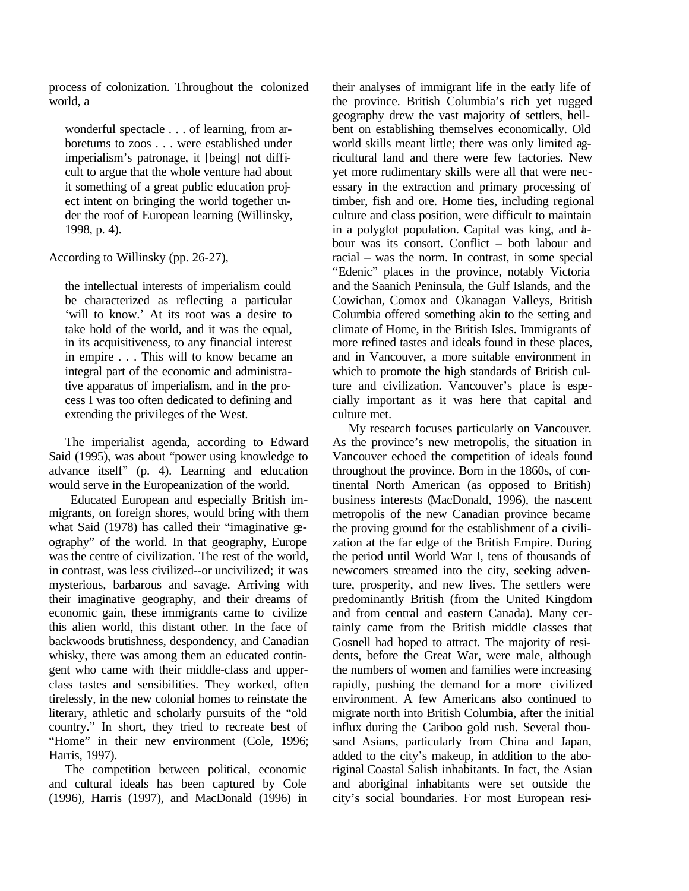process of colonization. Throughout the colonized world, a

> wonderful spectacle . . . of learning, from arboretums to zoos . . . were established under imperialism's patronage, it [being] not difficult to argue that the whole venture had about it something of a great public education project intent on bringing the world together under the roof of European learning (Willinsky, 1998, p. 4).

According to Willinsky (pp. 26-27),

> the intellectual interests of imperialism could be characterized as reflecting a particular 'will to know.' At its root was a desire to take hold of the world, and it was the equal, in its acquisitiveness, to any financial interest in empire . . . This will to know became an integral part of the economic and administrative apparatus of imperialism, and in the process I was too often dedicated to defining and extending the privileges of the West.

The imperialist agenda, according to Edward Said (1995), was about "power using knowledge to advance itself" (p. 4). Learning and education would serve in the Europeanization of the world.

Educated European and especially British immigrants, on foreign shores, would bring with them what Said (1978) has called their "imaginative geography" of the world. In that geography, Europe was the centre of civilization. The rest of the world, in contrast, was less civilized--or uncivilized; it was mysterious, barbarous and savage. Arriving with their imaginative geography, and their dreams of economic gain, these immigrants came to civilize this alien world, this distant other. In the face of backwoods brutishness, despondency, and Canadian whisky, there was among them an educated contingent who came with their middle-class and upper-class tastes and sensibilities. They worked, often tirelessly, in the new colonial homes to reinstate the literary, athletic and scholarly pursuits of the "old country." In short, they tried to recreate best of "Home" in their new environment (Cole, 1996; Harris, 1997).

The competition between political, economic and cultural ideals has been captured by Cole (1996), Harris (1997), and MacDonald (1996) in their analyses of immigrant life in the early life of the province. British Columbia's rich yet rugged geography drew the vast majority of settlers, hell-bent on establishing themselves economically. Old world skills meant little; there was only limited agricultural land and there were few factories. New yet more rudimentary skills were all that were necessary in the extraction and primary processing of timber, fish and ore. Home ties, including regional culture and class position, were difficult to maintain in a polyglot population. Capital was king, and labour was its consort. Conflict – both labour and racial – was the norm. In contrast, in some special "Edenic" places in the province, notably Victoria and the Saanich Peninsula, the Gulf Islands, and the Cowichan, Comox and Okanagan Valleys, British Columbia offered something akin to the setting and climate of Home, in the British Isles. Immigrants of more refined tastes and ideals found in these places, and in Vancouver, a more suitable environment in which to promote the high standards of British culture and civilization. Vancouver's place is especially important as it was here that capital and culture met.

My research focuses particularly on Vancouver. As the province's new metropolis, the situation in Vancouver echoed the competition of ideals found throughout the province. Born in the 1860s, of continental North American (as opposed to British) business interests (MacDonald, 1996), the nascent metropolis of the new Canadian province became the proving ground for the establishment of a civilization at the far edge of the British Empire. During the period until World War I, tens of thousands of newcomers streamed into the city, seeking adventure, prosperity, and new lives. The settlers were predominantly British (from the United Kingdom and from central and eastern Canada). Many certainly came from the British middle classes that Gosnell had hoped to attract. The majority of residents, before the Great War, were male, although the numbers of women and families were increasing rapidly, pushing the demand for a more civilized environment. A few Americans also continued to migrate north into British Columbia, after the initial influx during the Cariboo gold rush. Several thousand Asians, particularly from China and Japan, added to the city's makeup, in addition to the aboriginal Coastal Salish inhabitants. In fact, the Asian and aboriginal inhabitants were set outside the city's social boundaries. For most European resi-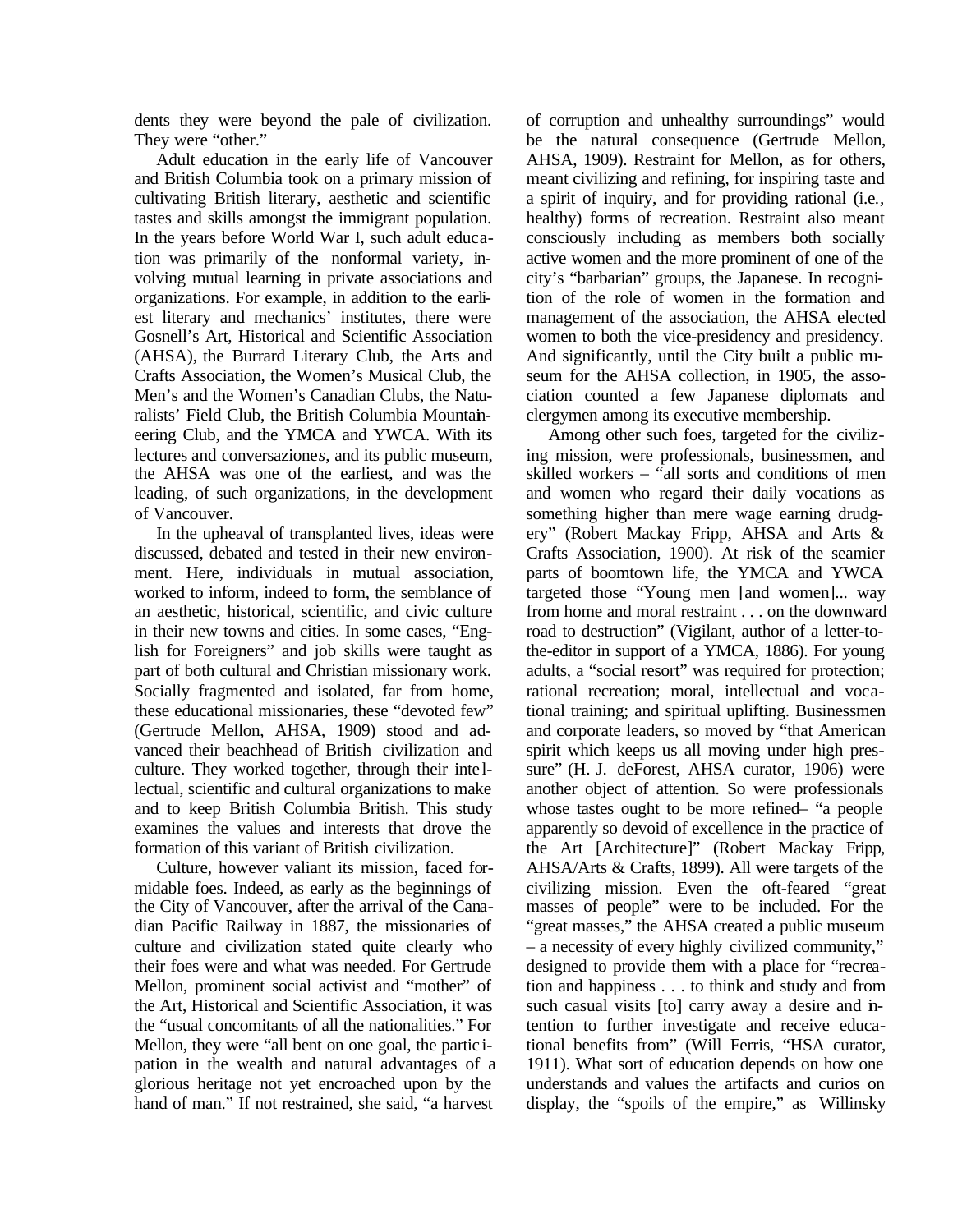dents they were beyond the pale of civilization. They were "other."

Adult education in the early life of Vancouver and British Columbia took on a primary mission of cultivating British literary, aesthetic and scientific tastes and skills amongst the immigrant population. In the years before World War I, such adult education was primarily of the nonformal variety, involving mutual learning in private associations and organizations. For example, in addition to the earliest literary and mechanics' institutes, there were Gosnell's Art, Historical and Scientific Association (AHSA), the Burrard Literary Club, the Arts and Crafts Association, the Women's Musical Club, the Men's and the Women's Canadian Clubs, the Naturalists' Field Club, the British Columbia Mountaineering Club, and the YMCA and YWCA. With its lectures and *conversaziones*, and its public museum, the AHSA was one of the earliest, and was the leading, of such organizations, in the development of Vancouver.

In the upheaval of transplanted lives, ideas were discussed, debated and tested in their new environment. Here, individuals in mutual association, worked to inform, indeed to form, the semblance of an aesthetic, historical, scientific, and civic culture in their new towns and cities. In some cases, "English for Foreigners" and job skills were taught as part of both cultural and Christian missionary work. Socially fragmented and isolated, far from home, these educational missionaries, these "devoted few" (Gertrude Mellon, AHSA, 1909) stood and advanced their beachhead of British civilization and culture. They worked together, through their intellectual, scientific and cultural organizations to make and to keep British Columbia British. This study examines the values and interests that drove the formation of this variant of British civilization.

Culture, however valiant its mission, faced formidable foes. Indeed, as early as the beginnings of the City of Vancouver, after the arrival of the Canadian Pacific Railway in 1887, the missionaries of culture and civilization stated quite clearly who their foes were and what was needed. For Gertrude Mellon, prominent social activist and "mother" of the Art, Historical and Scientific Association, it was the "usual concomitants of all the nationalities." For Mellon, they were "all bent on one goal, the participation in the wealth and natural advantages of a glorious heritage not yet encroached upon by the hand of man." If not restrained, she said, "a harvest of corruption and unhealthy surroundings" would be the natural consequence (Gertrude Mellon, AHSA, 1909). Restraint for Mellon, as for others, meant civilizing and refining, for inspiring taste and a spirit of inquiry, and for providing rational (i.e., healthy) forms of recreation. Restraint also meant consciously including as members both socially active women and the more prominent of one of the city's "barbarian" groups, the Japanese. In recognition of the role of women in the formation and management of the association, the AHSA elected women to both the vice-presidency and presidency. And significantly, until the City built a public museum for the AHSA collection, in 1905, the association counted a few Japanese diplomats and clergymen among its executive membership.

Among other such foes, targeted for the civilizing mission, were professionals, businessmen, and skilled workers – "all sorts and conditions of men and women who regard their daily vocations as something higher than mere wage earning drudgery" (Robert Mackay Fripp, AHSA and Arts & Crafts Association, 1900). At risk of the seamier parts of boomtown life, the YMCA and YWCA targeted those "Young men [and women]... way from home and moral restraint . . . on the downward road to destruction" (Vigilant, author of a letter-to-the-editor in support of a YMCA, 1886). For young adults, a "social resort" was required for protection; rational recreation; moral, intellectual and vocational training; and spiritual uplifting. Businessmen and corporate leaders, so moved by "that American spirit which keeps us all moving under high pressure" (H. J. deForest, AHSA curator, 1906) were another object of attention. So were professionals whose tastes ought to be more refined– "a people apparently so devoid of excellence in the practice of the Art [Architecture]" (Robert Mackay Fripp, AHSA/Arts & Crafts, 1899). All were targets of the civilizing mission. Even the oft-feared "great masses of people" were to be included. For the "great masses," the AHSA created a public museum – a necessity of every highly civilized community," designed to provide them with a place for "recreation and happiness . . . to think and study and from such casual visits [to] carry away a desire and intention to further investigate and receive educational benefits from" (Will Ferris, "HSA curator, 1911). What sort of education depends on how one understands and values the artifacts and curios on display, the "spoils of the empire," as Willinsky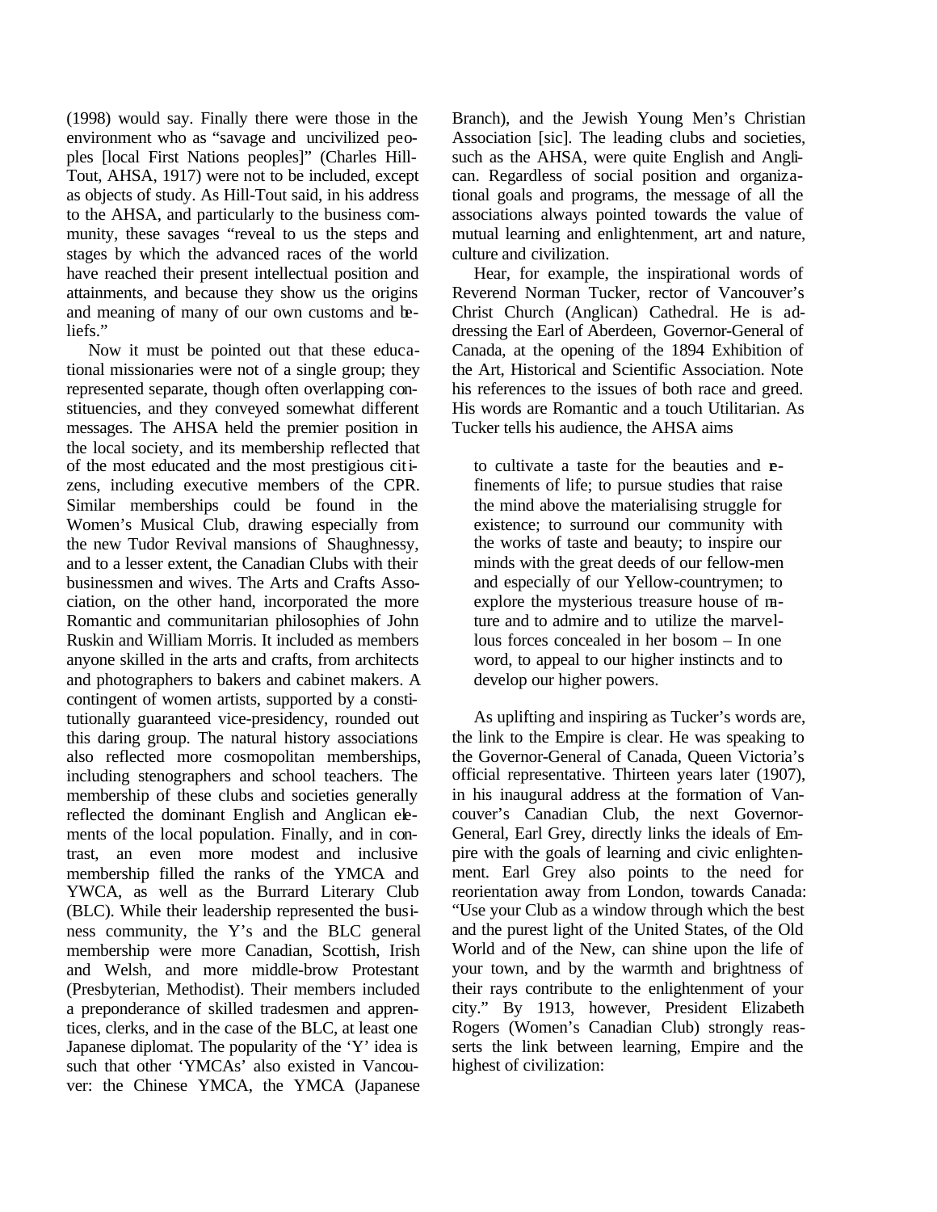(1998) would say. Finally there were those in the environment who as "savage and uncivilized peoples [local First Nations peoples]" (Charles Hill-Tout, AHSA, 1917) were not to be included, except as objects of study. As Hill-Tout said, in his address to the AHSA, and particularly to the business community, these savages "reveal to us the steps and stages by which the advanced races of the world have reached their present intellectual position and attainments, and because they show us the origins and meaning of many of our own customs and beliefs."

Now it must be pointed out that these educational missionaries were not of a single group; they represented separate, though often overlapping constituencies, and they conveyed somewhat different messages. The AHSA held the premier position in the local society, and its membership reflected that of the most educated and the most prestigious citizens, including executive members of the CPR. Similar memberships could be found in the Women's Musical Club, drawing especially from the new Tudor Revival mansions of Shaughnessy, and to a lesser extent, the Canadian Clubs with their businessmen and wives. The Arts and Crafts Association, on the other hand, incorporated the more Romantic and communitarian philosophies of John Ruskin and William Morris. It included as members anyone skilled in the arts and crafts, from architects and photographers to bakers and cabinet makers. A contingent of women artists, supported by a constitutionally guaranteed vice-presidency, rounded out this daring group. The natural history associations also reflected more cosmopolitan memberships, including stenographers and school teachers. The membership of these clubs and societies generally reflected the dominant English and Anglican elements of the local population. Finally, and in contrast, an even more modest and inclusive membership filled the ranks of the YMCA and YWCA, as well as the Burrard Literary Club (BLC). While their leadership represented the business community, the Y's and the BLC general membership were more Canadian, Scottish, Irish and Welsh, and more middle-brow Protestant (Presbyterian, Methodist). Their members included a preponderance of skilled tradesmen and apprentices, clerks, and in the case of the BLC, at least one Japanese diplomat. The popularity of the 'Y' idea is such that other 'YMCAs' also existed in Vancouver: the Chinese YMCA, the YMCA (Japanese Branch), and the Jewish Young Men's Christian Association [sic]. The leading clubs and societies, such as the AHSA, were quite English and Anglican. Regardless of social position and organizational goals and programs, the message of all the associations always pointed towards the value of mutual learning and enlightenment, art and nature, culture and civilization.

Hear, for example, the inspirational words of Reverend Norman Tucker, rector of Vancouver's Christ Church (Anglican) Cathedral. He is addressing the Earl of Aberdeen, Governor-General of Canada, at the opening of the 1894 Exhibition of the Art, Historical and Scientific Association. Note his references to the issues of both race and greed. His words are Romantic and a touch Utilitarian. As Tucker tells his audience, the AHSA aims

> to cultivate a taste for the beauties and refinements of life; to pursue studies that raise the mind above the materialising struggle for existence; to surround our community with the works of taste and beauty; to inspire our minds with the great deeds of our fellow-men and especially of our Yellow-countrymen; to explore the mysterious treasure house of nature and to admire and to utilize the marvellous forces concealed in her bosom – In one word, to appeal to our higher instincts and to develop our higher powers.

As uplifting and inspiring as Tucker's words are, the link to the Empire is clear. He was speaking to the Governor-General of Canada, Queen Victoria's official representative. Thirteen years later (1907), in his inaugural address at the formation of Vancouver's Canadian Club, the next Governor-General, Earl Grey, directly links the ideals of Empire with the goals of learning and civic enlightenment. Earl Grey also points to the need for reorientation away from London, towards Canada: "Use your Club as a window through which the best and the purest light of the United States, of the Old World and of the New, can shine upon the life of your town, and by the warmth and brightness of their rays contribute to the enlightenment of your city." By 1913, however, President Elizabeth Rogers (Women's Canadian Club) strongly reasserts the link between learning, Empire and the highest of civilization: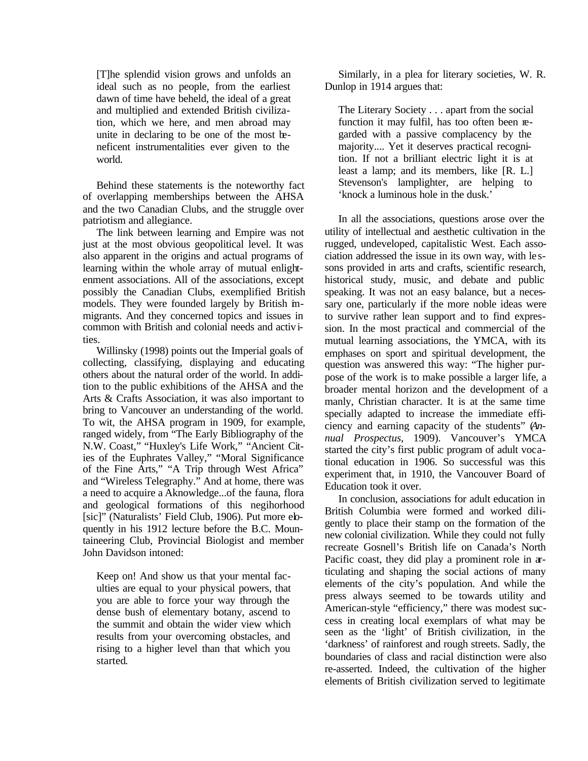> [T]he splendid vision grows and unfolds an ideal such as no people, from the earliest dawn of time have beheld, the ideal of a great and multiplied and extended British civilization, which we here, and men abroad may unite in declaring to be one of the most beneficent instrumentalities ever given to the world.

Behind these statements is the noteworthy fact of overlapping memberships between the AHSA and the two Canadian Clubs, and the struggle over patriotism and allegiance.

The link between learning and Empire was not just at the most obvious geopolitical level. It was also apparent in the origins and actual programs of learning within the whole array of mutual enlightenment associations. All of the associations, except possibly the Canadian Clubs, exemplified British models. They were founded largely by British immigrants. And they concerned topics and issues in common with British and colonial needs and activities.

Willinsky (1998) points out the Imperial goals of collecting, classifying, displaying and educating others about the natural order of the world. In addition to the public exhibitions of the AHSA and the Arts & Crafts Association, it was also important to bring to Vancouver an understanding of the world. To wit, the AHSA program in 1909, for example, ranged widely, from "The Early Bibliography of the N.W. Coast," "Huxley's Life Work," "Ancient Cities of the Euphrates Valley," "Moral Significance of the Fine Arts," "A Trip through West Africa" and "Wireless Telegraphy." And at home, there was a need to acquire a Aknowledge...of the fauna, flora and geological formations of this negihorhood [sic]" (Naturalists' Field Club, 1906). Put more eloquently in his 1912 lecture before the B.C. Mountaineering Club, Provincial Biologist and member John Davidson intoned:

> Keep on! And show us that your mental faculties are equal to your physical powers, that you are able to force your way through the dense bush of elementary botany, ascend to the summit and obtain the wider view which results from your overcoming obstacles, and rising to a higher level than that which you started.

Similarly, in a plea for literary societies, W. R. Dunlop in 1914 argues that:

> The Literary Society . . . apart from the social function it may fulfil, has too often been regarded with a passive complacency by the majority.... Yet it deserves practical recognition. If not a brilliant electric light it is at least a lamp; and its members, like [R. L.] Stevenson's lamplighter, are helping to 'knock a luminous hole in the dusk.'

In all the associations, questions arose over the utility of intellectual and aesthetic cultivation in the rugged, undeveloped, capitalistic West. Each association addressed the issue in its own way, with lessons provided in arts and crafts, scientific research, historical study, music, and debate and public speaking. It was not an easy balance, but a necessary one, particularly if the more noble ideas were to survive rather lean support and to find expression. In the most practical and commercial of the mutual learning associations, the YMCA, with its emphases on sport and spiritual development, the question was answered this way: "The higher purpose of the work is to make possible a larger life, a broader mental horizon and the development of a manly, Christian character. It is at the same time specially adapted to increase the immediate efficiency and earning capacity of the students" (*Annual Prospectus*, 1909). Vancouver's YMCA started the city's first public program of adult vocational education in 1906. So successful was this experiment that, in 1910, the Vancouver Board of Education took it over.

In conclusion, associations for adult education in British Columbia were formed and worked diligently to place their stamp on the formation of the new colonial civilization. While they could not fully recreate Gosnell's British life on Canada's North Pacific coast, they did play a prominent role in articulating and shaping the social actions of many elements of the city's population. And while the press always seemed to be towards utility and American-style "efficiency," there was modest success in creating local exemplars of what may be seen as the 'light' of British civilization, in the 'darkness' of rainforest and rough streets. Sadly, the boundaries of class and racial distinction were also re-asserted. Indeed, the cultivation of the higher elements of British civilization served to legitimate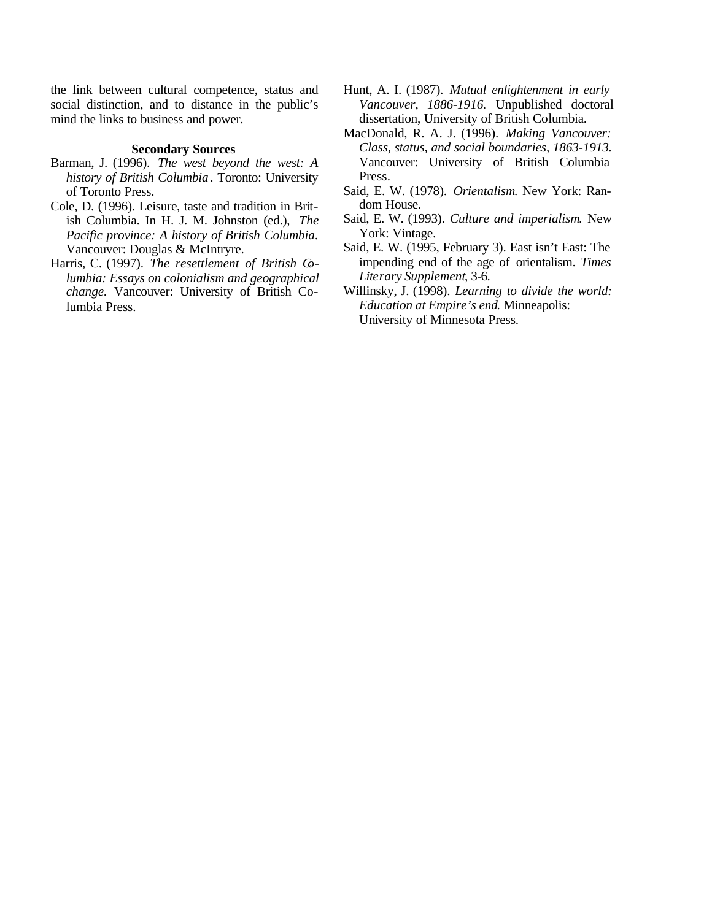the link between cultural competence, status and social distinction, and to distance in the public's mind the links to business and power.

### Secondary Sources

Barman, J. (1996). *The west beyond the west: A history of British Columbia*. Toronto: University of Toronto Press.

Cole, D. (1996). Leisure, taste and tradition in British Columbia. In H. J. M. Johnston (ed.), *The Pacific province: A history of British Columbia*. Vancouver: Douglas & McIntryre.

Harris, C. (1997). *The resettlement of British Columbia: Essays on colonialism and geographical change*. Vancouver: University of British Columbia Press.

Hunt, A. I. (1987). *Mutual enlightenment in early Vancouver, 1886-1916*. Unpublished doctoral dissertation, University of British Columbia.

MacDonald, R. A. J. (1996). *Making Vancouver: Class, status, and social boundaries, 1863-1913*. Vancouver: University of British Columbia Press.

Said, E. W. (1978). *Orientalism*. New York: Random House.

Said, E. W. (1993). *Culture and imperialism*. New York: Vintage.

Said, E. W. (1995, February 3). East isn't East: The impending end of the age of orientalism. *Times Literary Supplement*, 3-6.

Willinsky, J. (1998). *Learning to divide the world: Education at Empire's end*. Minneapolis: University of Minnesota Press.